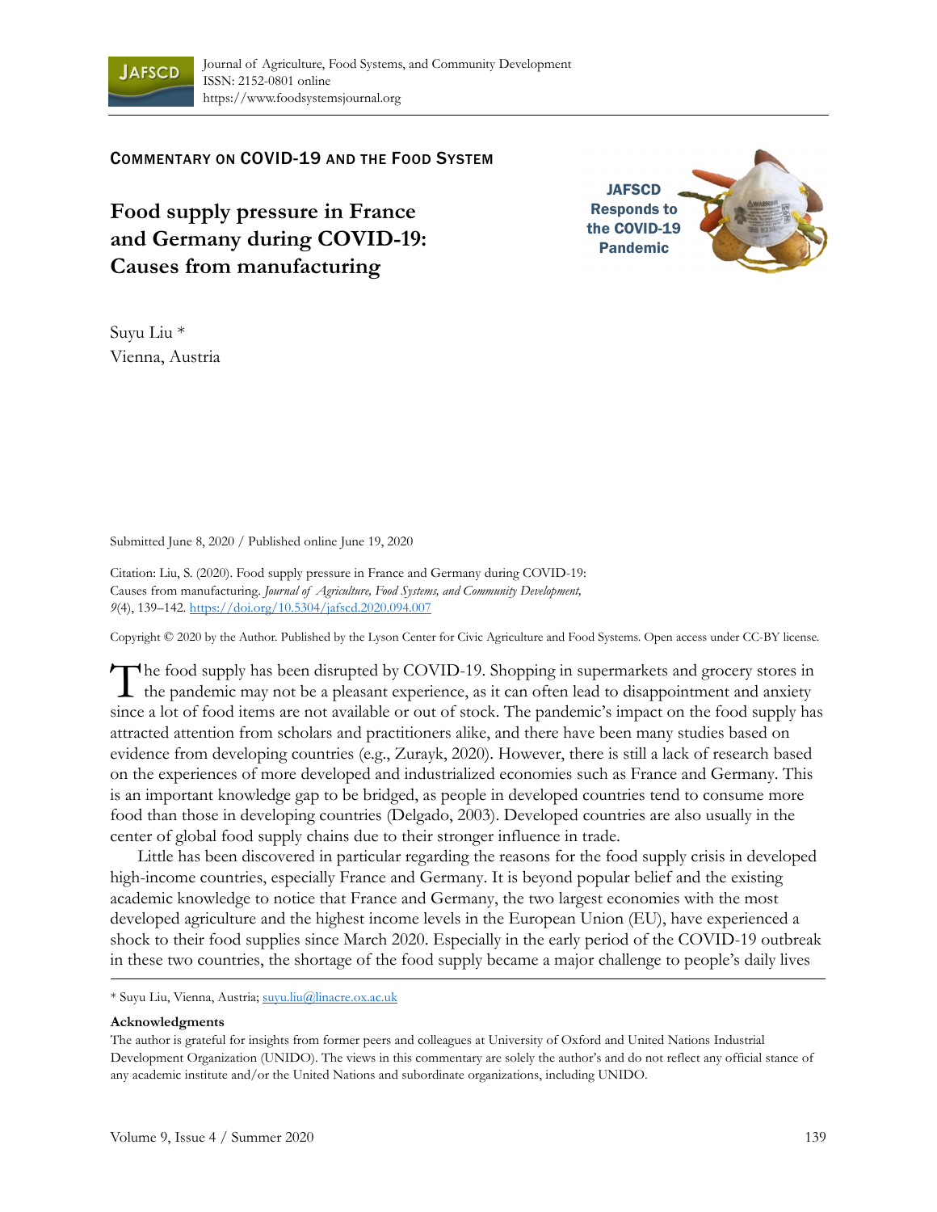Journal of Agriculture, Food Systems, and Community Development
ISSN: 2152-0801 online
https://www.foodsystemsjournal.org

COMMENTARY ON COVID-19 AND THE FOOD SYSTEM

# Food supply pressure in France and Germany during COVID-19: Causes from manufacturing

JAFSCD Responds to the COVID-19 Pandemic

Suyu Liu *
Vienna, Austria

Submitted June 8, 2020 / Published online June 19, 2020

Citation: Liu, S. (2020). Food supply pressure in France and Germany during COVID-19: Causes from manufacturing. *Journal of Agriculture, Food Systems, and Community Development, 9*(4), 139–142. https://doi.org/10.5304/jafscd.2020.094.007

Copyright © 2020 by the Author. Published by the Lyson Center for Civic Agriculture and Food Systems. Open access under CC-BY license.

The food supply has been disrupted by COVID-19. Shopping in supermarkets and grocery stores in the pandemic may not be a pleasant experience, as it can often lead to disappointment and anxiety since a lot of food items are not available or out of stock. The pandemic's impact on the food supply has attracted attention from scholars and practitioners alike, and there have been many studies based on evidence from developing countries (e.g., Zurayk, 2020). However, there is still a lack of research based on the experiences of more developed and industrialized economies such as France and Germany. This is an important knowledge gap to be bridged, as people in developed countries tend to consume more food than those in developing countries (Delgado, 2003). Developed countries are also usually in the center of global food supply chains due to their stronger influence in trade.

Little has been discovered in particular regarding the reasons for the food supply crisis in developed high-income countries, especially France and Germany. It is beyond popular belief and the existing academic knowledge to notice that France and Germany, the two largest economies with the most developed agriculture and the highest income levels in the European Union (EU), have experienced a shock to their food supplies since March 2020. Especially in the early period of the COVID-19 outbreak in these two countries, the shortage of the food supply became a major challenge to people's daily lives

\* Suyu Liu, Vienna, Austria; suyu.liu@linacre.ox.ac.uk

**Acknowledgments**

The author is grateful for insights from former peers and colleagues at University of Oxford and United Nations Industrial Development Organization (UNIDO). The views in this commentary are solely the author's and do not reflect any official stance of any academic institute and/or the United Nations and subordinate organizations, including UNIDO.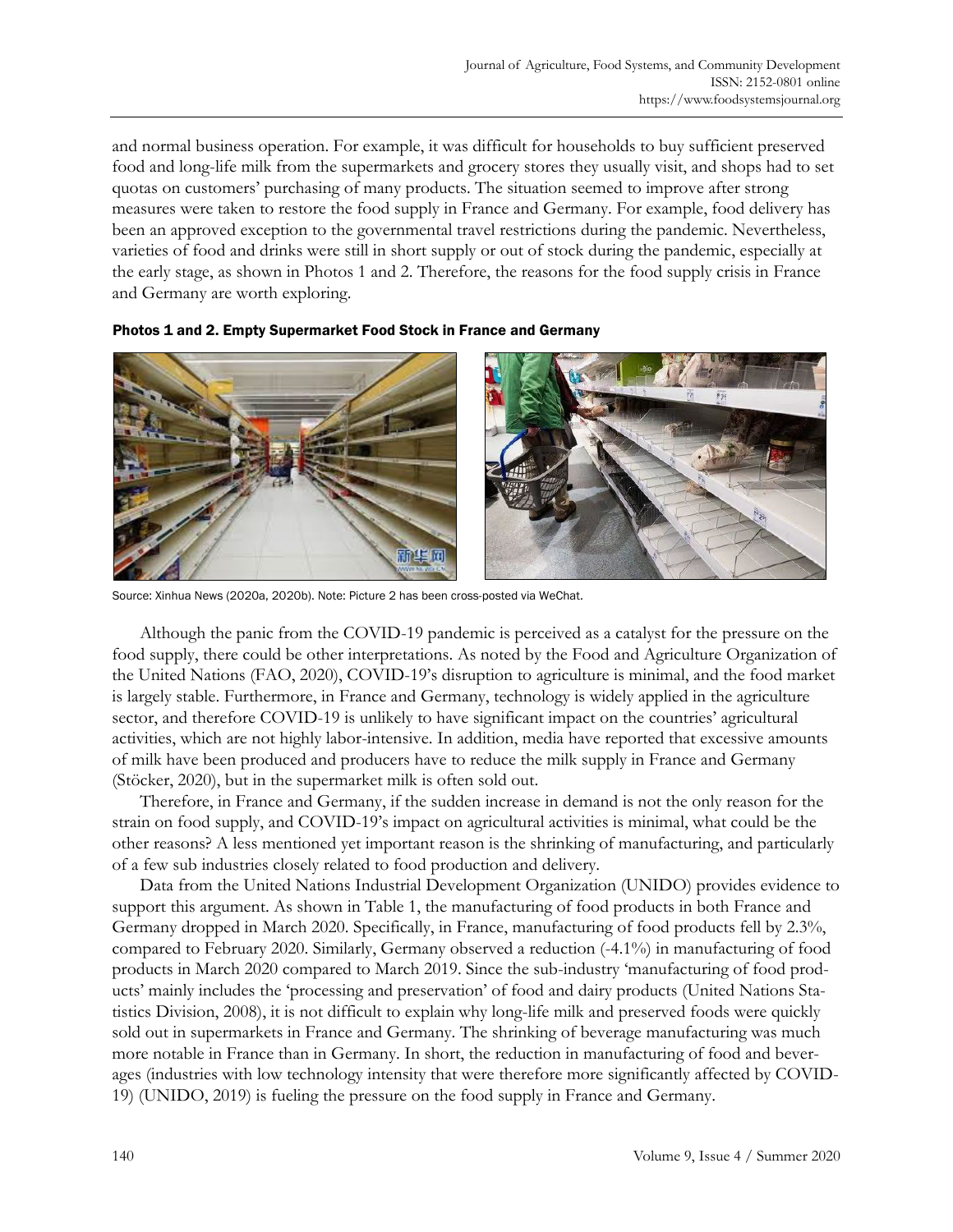and normal business operation. For example, it was difficult for households to buy sufficient preserved food and long-life milk from the supermarkets and grocery stores they usually visit, and shops had to set quotas on customers' purchasing of many products. The situation seemed to improve after strong measures were taken to restore the food supply in France and Germany. For example, food delivery has been an approved exception to the governmental travel restrictions during the pandemic. Nevertheless, varieties of food and drinks were still in short supply or out of stock during the pandemic, especially at the early stage, as shown in Photos 1 and 2. Therefore, the reasons for the food supply crisis in France and Germany are worth exploring.

**Photos 1 and 2. Empty Supermarket Food Stock in France and Germany**

Source: Xinhua News (2020a, 2020b). Note: Picture 2 has been cross-posted via WeChat.

Although the panic from the COVID-19 pandemic is perceived as a catalyst for the pressure on the food supply, there could be other interpretations. As noted by the Food and Agriculture Organization of the United Nations (FAO, 2020), COVID-19's disruption to agriculture is minimal, and the food market is largely stable. Furthermore, in France and Germany, technology is widely applied in the agriculture sector, and therefore COVID-19 is unlikely to have significant impact on the countries' agricultural activities, which are not highly labor-intensive. In addition, media have reported that excessive amounts of milk have been produced and producers have to reduce the milk supply in France and Germany (Stöcker, 2020), but in the supermarket milk is often sold out.

Therefore, in France and Germany, if the sudden increase in demand is not the only reason for the strain on food supply, and COVID-19's impact on agricultural activities is minimal, what could be the other reasons? A less mentioned yet important reason is the shrinking of manufacturing, and particularly of a few sub industries closely related to food production and delivery.

Data from the United Nations Industrial Development Organization (UNIDO) provides evidence to support this argument. As shown in Table 1, the manufacturing of food products in both France and Germany dropped in March 2020. Specifically, in France, manufacturing of food products fell by 2.3%, compared to February 2020. Similarly, Germany observed a reduction (-4.1%) in manufacturing of food products in March 2020 compared to March 2019. Since the sub-industry 'manufacturing of food products' mainly includes the 'processing and preservation' of food and dairy products (United Nations Statistics Division, 2008), it is not difficult to explain why long-life milk and preserved foods were quickly sold out in supermarkets in France and Germany. The shrinking of beverage manufacturing was much more notable in France than in Germany. In short, the reduction in manufacturing of food and beverages (industries with low technology intensity that were therefore more significantly affected by COVID-19) (UNIDO, 2019) is fueling the pressure on the food supply in France and Germany.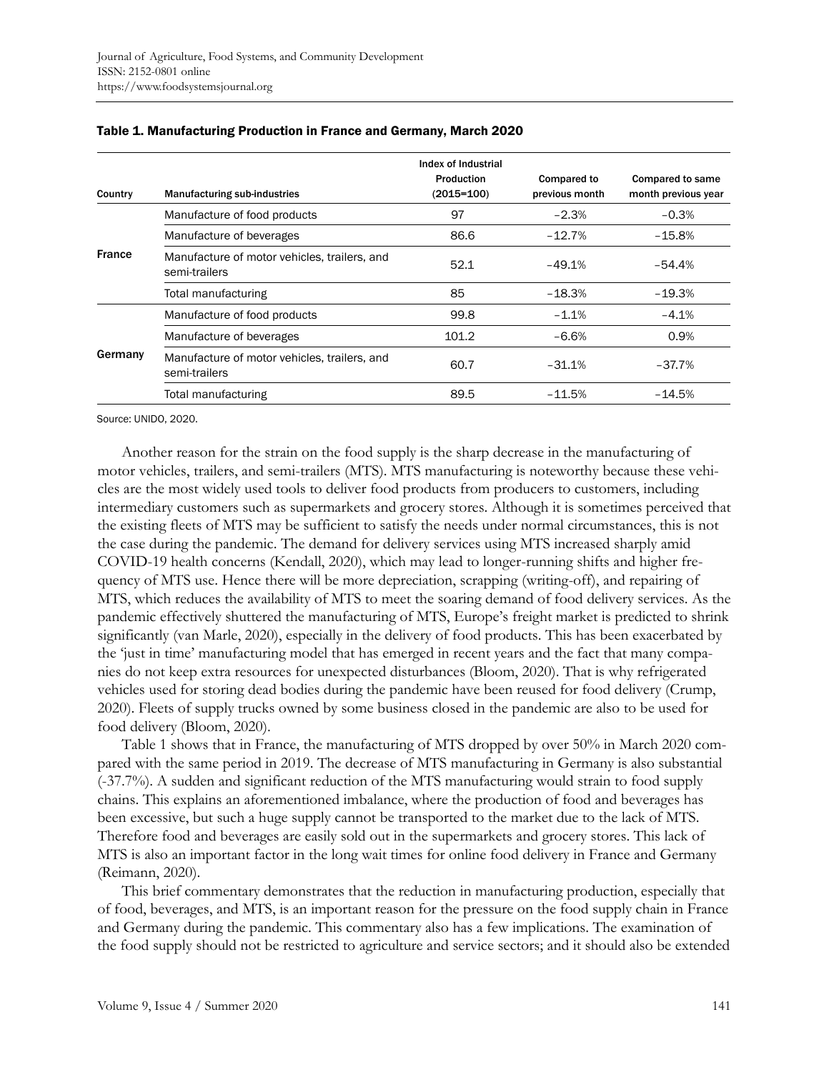**Table 1. Manufacturing Production in France and Germany, March 2020**

| Country | Manufacturing sub-industries | Index of Industrial Production (2015=100) | Compared to previous month | Compared to same month previous year |
|---|---|---|---|---|
| France | Manufacture of food products | 97 | −2.3% | −0.3% |
| | Manufacture of beverages | 86.6 | −12.7% | −15.8% |
| | Manufacture of motor vehicles, trailers, and semi-trailers | 52.1 | −49.1% | −54.4% |
| | Total manufacturing | 85 | −18.3% | −19.3% |
| Germany | Manufacture of food products | 99.8 | −1.1% | −4.1% |
| | Manufacture of beverages | 101.2 | −6.6% | 0.9% |
| | Manufacture of motor vehicles, trailers, and semi-trailers | 60.7 | −31.1% | −37.7% |
| | Total manufacturing | 89.5 | −11.5% | −14.5% |

Source: UNIDO, 2020.

Another reason for the strain on the food supply is the sharp decrease in the manufacturing of motor vehicles, trailers, and semi-trailers (MTS). MTS manufacturing is noteworthy because these vehicles are the most widely used tools to deliver food products from producers to customers, including intermediary customers such as supermarkets and grocery stores. Although it is sometimes perceived that the existing fleets of MTS may be sufficient to satisfy the needs under normal circumstances, this is not the case during the pandemic. The demand for delivery services using MTS increased sharply amid COVID-19 health concerns (Kendall, 2020), which may lead to longer-running shifts and higher frequency of MTS use. Hence there will be more depreciation, scrapping (writing-off), and repairing of MTS, which reduces the availability of MTS to meet the soaring demand of food delivery services. As the pandemic effectively shuttered the manufacturing of MTS, Europe's freight market is predicted to shrink significantly (van Marle, 2020), especially in the delivery of food products. This has been exacerbated by the 'just in time' manufacturing model that has emerged in recent years and the fact that many companies do not keep extra resources for unexpected disturbances (Bloom, 2020). That is why refrigerated vehicles used for storing dead bodies during the pandemic have been reused for food delivery (Crump, 2020). Fleets of supply trucks owned by some business closed in the pandemic are also to be used for food delivery (Bloom, 2020).

Table 1 shows that in France, the manufacturing of MTS dropped by over 50% in March 2020 compared with the same period in 2019. The decrease of MTS manufacturing in Germany is also substantial (-37.7%). A sudden and significant reduction of the MTS manufacturing would strain to food supply chains. This explains an aforementioned imbalance, where the production of food and beverages has been excessive, but such a huge supply cannot be transported to the market due to the lack of MTS. Therefore food and beverages are easily sold out in the supermarkets and grocery stores. This lack of MTS is also an important factor in the long wait times for online food delivery in France and Germany (Reimann, 2020).

This brief commentary demonstrates that the reduction in manufacturing production, especially that of food, beverages, and MTS, is an important reason for the pressure on the food supply chain in France and Germany during the pandemic. This commentary also has a few implications. The examination of the food supply should not be restricted to agriculture and service sectors; and it should also be extended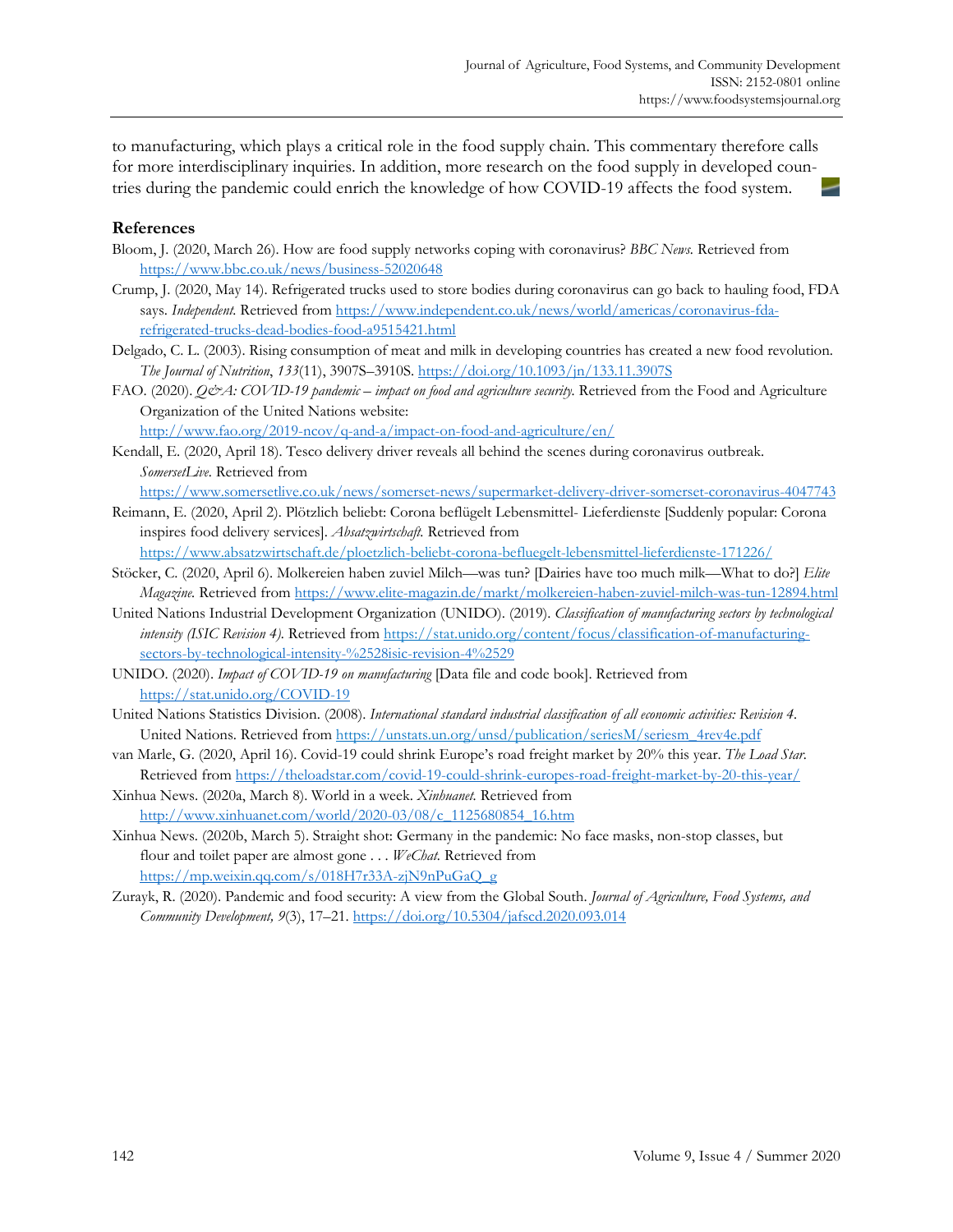to manufacturing, which plays a critical role in the food supply chain. This commentary therefore calls for more interdisciplinary inquiries. In addition, more research on the food supply in developed countries during the pandemic could enrich the knowledge of how COVID-19 affects the food system.

## References

Bloom, J. (2020, March 26). How are food supply networks coping with coronavirus? *BBC News*. Retrieved from https://www.bbc.co.uk/news/business-52020648

Crump, J. (2020, May 14). Refrigerated trucks used to store bodies during coronavirus can go back to hauling food, FDA says. *Independent*. Retrieved from https://www.independent.co.uk/news/world/americas/coronavirus-fda-refrigerated-trucks-dead-bodies-food-a9515421.html

Delgado, C. L. (2003). Rising consumption of meat and milk in developing countries has created a new food revolution. *The Journal of Nutrition*, *133*(11), 3907S–3910S. https://doi.org/10.1093/jn/133.11.3907S

FAO. (2020). *Q&A: COVID-19 pandemic – impact on food and agriculture security.* Retrieved from the Food and Agriculture Organization of the United Nations website: http://www.fao.org/2019-ncov/q-and-a/impact-on-food-and-agriculture/en/

Kendall, E. (2020, April 18). Tesco delivery driver reveals all behind the scenes during coronavirus outbreak. *SomersetLive*. Retrieved from https://www.somersetlive.co.uk/news/somerset-news/supermarket-delivery-driver-somerset-coronavirus-4047743

Reimann, E. (2020, April 2). Plötzlich beliebt: Corona beflügelt Lebensmittel- Lieferdienste [Suddenly popular: Corona inspires food delivery services]. *Absatzwirtschaft*. Retrieved from https://www.absatzwirtschaft.de/ploetzlich-beliebt-corona-befluegelt-lebensmittel-lieferdienste-171226/

Stöcker, C. (2020, April 6). Molkereien haben zuviel Milch—was tun? [Dairies have too much milk—What to do?] *Elite Magazine*. Retrieved from https://www.elite-magazin.de/markt/molkereien-haben-zuviel-milch-was-tun-12894.html

United Nations Industrial Development Organization (UNIDO). (2019). *Classification of manufacturing sectors by technological intensity (ISIC Revision 4)*. Retrieved from https://stat.unido.org/content/focus/classification-of-manufacturing-sectors-by-technological-intensity-%2528isic-revision-4%2529

UNIDO. (2020). *Impact of COVID-19 on manufacturing* [Data file and code book]. Retrieved from https://stat.unido.org/COVID-19

United Nations Statistics Division. (2008). *International standard industrial classification of all economic activities: Revision 4*. United Nations. Retrieved from https://unstats.un.org/unsd/publication/seriesM/seriesm_4rev4e.pdf

van Marle, G. (2020, April 16). Covid-19 could shrink Europe's road freight market by 20% this year. *The Load Star*. Retrieved from https://theloadstar.com/covid-19-could-shrink-europes-road-freight-market-by-20-this-year/

Xinhua News. (2020a, March 8). World in a week. *Xinhuanet*. Retrieved from http://www.xinhuanet.com/world/2020-03/08/c_1125680854_16.htm

Xinhua News. (2020b, March 5). Straight shot: Germany in the pandemic: No face masks, non-stop classes, but flour and toilet paper are almost gone . . . *WeChat*. Retrieved from https://mp.weixin.qq.com/s/018H7r33A-zjN9nPuGaQ_g

Zurayk, R. (2020). Pandemic and food security: A view from the Global South. *Journal of Agriculture, Food Systems, and Community Development, 9*(3), 17–21. https://doi.org/10.5304/jafscd.2020.093.014